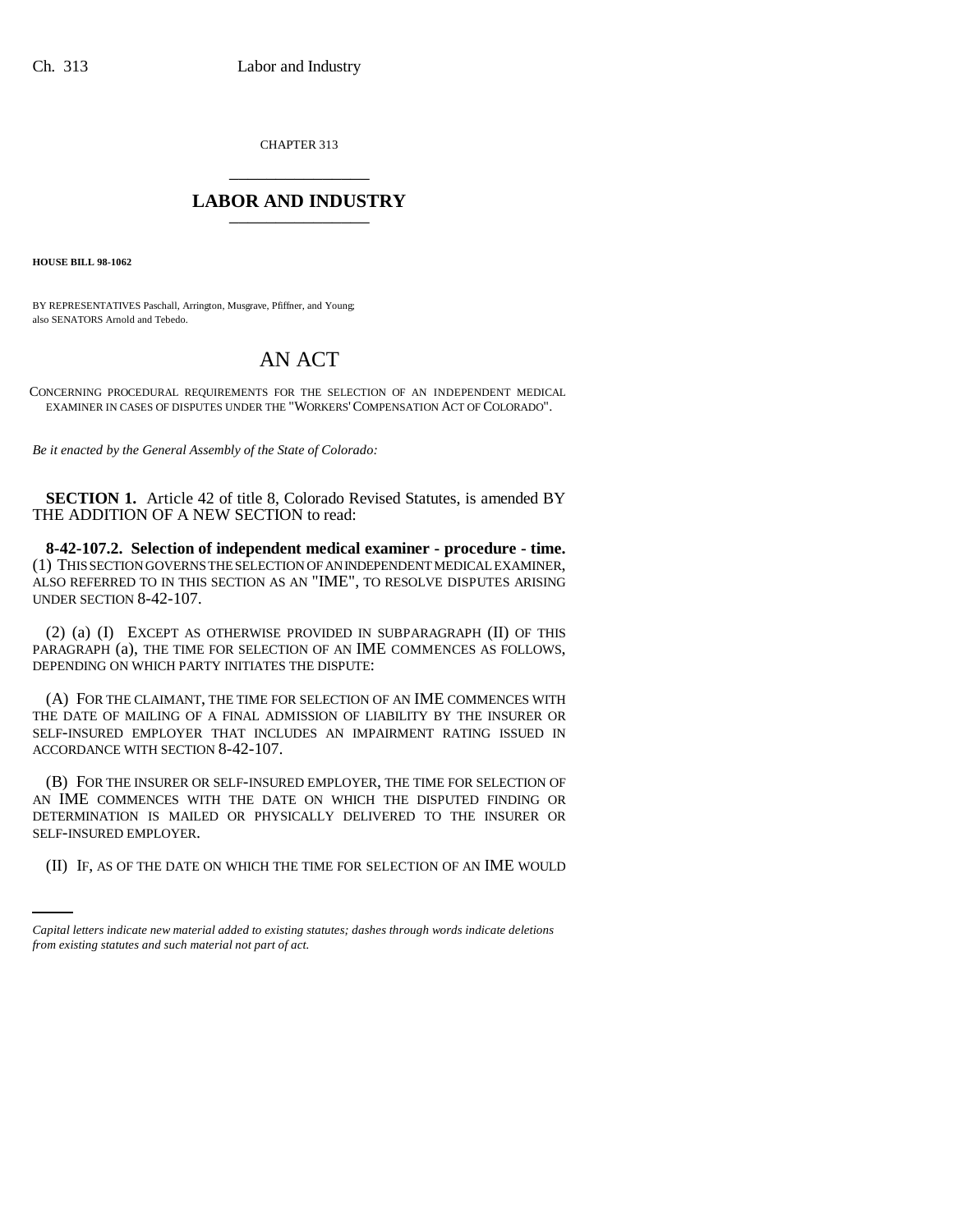CHAPTER 313

# LABOR AND INDUSTRY

**HOUSE BILL 98-1062**

BY REPRESENTATIVES Paschall, Arrington, Musgrave, Pfiffner, and Young;
also SENATORS Arnold and Tebedo.

# AN ACT

CONCERNING PROCEDURAL REQUIREMENTS FOR THE SELECTION OF AN INDEPENDENT MEDICAL EXAMINER IN CASES OF DISPUTES UNDER THE "WORKERS' COMPENSATION ACT OF COLORADO".

*Be it enacted by the General Assembly of the State of Colorado:*

**SECTION 1.** Article 42 of title 8, Colorado Revised Statutes, is amended BY THE ADDITION OF A NEW SECTION to read:

**8-42-107.2. Selection of independent medical examiner - procedure - time.** (1) THIS SECTION GOVERNS THE SELECTION OF AN INDEPENDENT MEDICAL EXAMINER, ALSO REFERRED TO IN THIS SECTION AS AN "IME", TO RESOLVE DISPUTES ARISING UNDER SECTION 8-42-107.

(2) (a) (I) EXCEPT AS OTHERWISE PROVIDED IN SUBPARAGRAPH (II) OF THIS PARAGRAPH (a), THE TIME FOR SELECTION OF AN IME COMMENCES AS FOLLOWS, DEPENDING ON WHICH PARTY INITIATES THE DISPUTE:

(A) FOR THE CLAIMANT, THE TIME FOR SELECTION OF AN IME COMMENCES WITH THE DATE OF MAILING OF A FINAL ADMISSION OF LIABILITY BY THE INSURER OR SELF-INSURED EMPLOYER THAT INCLUDES AN IMPAIRMENT RATING ISSUED IN ACCORDANCE WITH SECTION 8-42-107.

(B) FOR THE INSURER OR SELF-INSURED EMPLOYER, THE TIME FOR SELECTION OF AN IME COMMENCES WITH THE DATE ON WHICH THE DISPUTED FINDING OR DETERMINATION IS MAILED OR PHYSICALLY DELIVERED TO THE INSURER OR SELF-INSURED EMPLOYER.

(II) IF, AS OF THE DATE ON WHICH THE TIME FOR SELECTION OF AN IME WOULD

*Capital letters indicate new material added to existing statutes; dashes through words indicate deletions from existing statutes and such material not part of act.*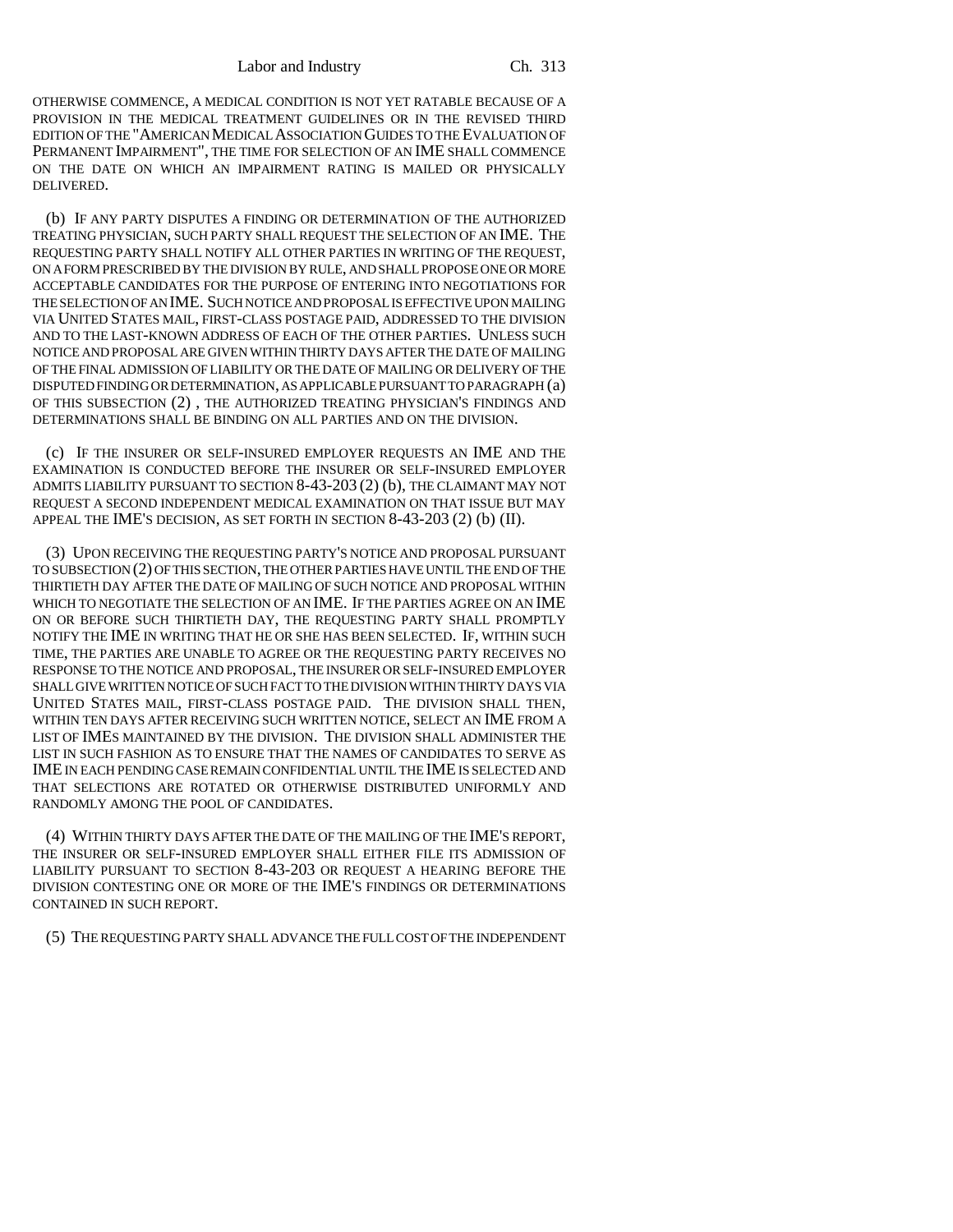OTHERWISE COMMENCE, A MEDICAL CONDITION IS NOT YET RATABLE BECAUSE OF A PROVISION IN THE MEDICAL TREATMENT GUIDELINES OR IN THE REVISED THIRD EDITION OF THE "AMERICAN MEDICAL ASSOCIATION GUIDES TO THE EVALUATION OF PERMANENT IMPAIRMENT", THE TIME FOR SELECTION OF AN IME SHALL COMMENCE ON THE DATE ON WHICH AN IMPAIRMENT RATING IS MAILED OR PHYSICALLY DELIVERED.

(b) IF ANY PARTY DISPUTES A FINDING OR DETERMINATION OF THE AUTHORIZED TREATING PHYSICIAN, SUCH PARTY SHALL REQUEST THE SELECTION OF AN IME. THE REQUESTING PARTY SHALL NOTIFY ALL OTHER PARTIES IN WRITING OF THE REQUEST, ON A FORM PRESCRIBED BY THE DIVISION BY RULE, AND SHALL PROPOSE ONE OR MORE ACCEPTABLE CANDIDATES FOR THE PURPOSE OF ENTERING INTO NEGOTIATIONS FOR THE SELECTION OF AN IME. SUCH NOTICE AND PROPOSAL IS EFFECTIVE UPON MAILING VIA UNITED STATES MAIL, FIRST-CLASS POSTAGE PAID, ADDRESSED TO THE DIVISION AND TO THE LAST-KNOWN ADDRESS OF EACH OF THE OTHER PARTIES. UNLESS SUCH NOTICE AND PROPOSAL ARE GIVEN WITHIN THIRTY DAYS AFTER THE DATE OF MAILING OF THE FINAL ADMISSION OF LIABILITY OR THE DATE OF MAILING OR DELIVERY OF THE DISPUTED FINDING OR DETERMINATION, AS APPLICABLE PURSUANT TO PARAGRAPH (a) OF THIS SUBSECTION (2), THE AUTHORIZED TREATING PHYSICIAN'S FINDINGS AND DETERMINATIONS SHALL BE BINDING ON ALL PARTIES AND ON THE DIVISION.

(c) IF THE INSURER OR SELF-INSURED EMPLOYER REQUESTS AN IME AND THE EXAMINATION IS CONDUCTED BEFORE THE INSURER OR SELF-INSURED EMPLOYER ADMITS LIABILITY PURSUANT TO SECTION 8-43-203 (2) (b), THE CLAIMANT MAY NOT REQUEST A SECOND INDEPENDENT MEDICAL EXAMINATION ON THAT ISSUE BUT MAY APPEAL THE IME'S DECISION, AS SET FORTH IN SECTION 8-43-203 (2) (b) (II).

(3) UPON RECEIVING THE REQUESTING PARTY'S NOTICE AND PROPOSAL PURSUANT TO SUBSECTION (2) OF THIS SECTION, THE OTHER PARTIES HAVE UNTIL THE END OF THE THIRTIETH DAY AFTER THE DATE OF MAILING OF SUCH NOTICE AND PROPOSAL WITHIN WHICH TO NEGOTIATE THE SELECTION OF AN IME. IF THE PARTIES AGREE ON AN IME ON OR BEFORE SUCH THIRTIETH DAY, THE REQUESTING PARTY SHALL PROMPTLY NOTIFY THE IME IN WRITING THAT HE OR SHE HAS BEEN SELECTED. IF, WITHIN SUCH TIME, THE PARTIES ARE UNABLE TO AGREE OR THE REQUESTING PARTY RECEIVES NO RESPONSE TO THE NOTICE AND PROPOSAL, THE INSURER OR SELF-INSURED EMPLOYER SHALL GIVE WRITTEN NOTICE OF SUCH FACT TO THE DIVISION WITHIN THIRTY DAYS VIA UNITED STATES MAIL, FIRST-CLASS POSTAGE PAID. THE DIVISION SHALL THEN, WITHIN TEN DAYS AFTER RECEIVING SUCH WRITTEN NOTICE, SELECT AN IME FROM A LIST OF IMES MAINTAINED BY THE DIVISION. THE DIVISION SHALL ADMINISTER THE LIST IN SUCH FASHION AS TO ENSURE THAT THE NAMES OF CANDIDATES TO SERVE AS IME IN EACH PENDING CASE REMAIN CONFIDENTIAL UNTIL THE IME IS SELECTED AND THAT SELECTIONS ARE ROTATED OR OTHERWISE DISTRIBUTED UNIFORMLY AND RANDOMLY AMONG THE POOL OF CANDIDATES.

(4) WITHIN THIRTY DAYS AFTER THE DATE OF THE MAILING OF THE IME'S REPORT, THE INSURER OR SELF-INSURED EMPLOYER SHALL EITHER FILE ITS ADMISSION OF LIABILITY PURSUANT TO SECTION 8-43-203 OR REQUEST A HEARING BEFORE THE DIVISION CONTESTING ONE OR MORE OF THE IME'S FINDINGS OR DETERMINATIONS CONTAINED IN SUCH REPORT.

(5) THE REQUESTING PARTY SHALL ADVANCE THE FULL COST OF THE INDEPENDENT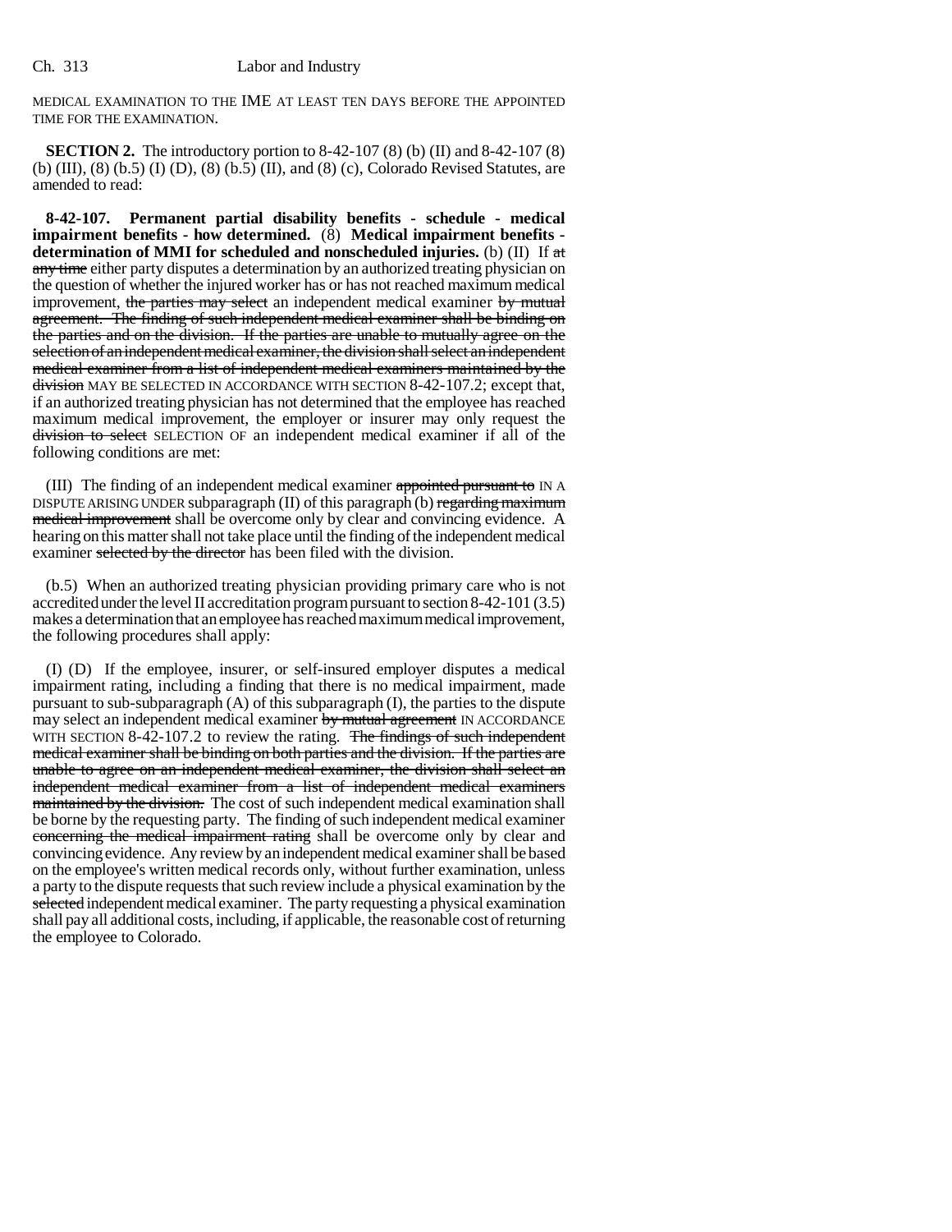MEDICAL EXAMINATION TO THE IME AT LEAST TEN DAYS BEFORE THE APPOINTED TIME FOR THE EXAMINATION.

**SECTION 2.** The introductory portion to 8-42-107 (8) (b) (II) and 8-42-107 (8) (b) (III), (8) (b.5) (I) (D), (8) (b.5) (II), and (8) (c), Colorado Revised Statutes, are amended to read:

**8-42-107. Permanent partial disability benefits - schedule - medical impairment benefits - how determined.** (8) **Medical impairment benefits - determination of MMI for scheduled and nonscheduled injuries.** (b) (II) If at any time either party disputes a determination by an authorized treating physician on the question of whether the injured worker has or has not reached maximum medical improvement, the parties may select an independent medical examiner by mutual agreement. The finding of such independent medical examiner shall be binding on the parties and on the division. If the parties are unable to mutually agree on the selection of an independent medical examiner, the division shall select an independent medical examiner from a list of independent medical examiners maintained by the division MAY BE SELECTED IN ACCORDANCE WITH SECTION 8-42-107.2; except that, if an authorized treating physician has not determined that the employee has reached maximum medical improvement, the employer or insurer may only request the division to select SELECTION OF an independent medical examiner if all of the following conditions are met:

(III) The finding of an independent medical examiner appointed pursuant to IN A DISPUTE ARISING UNDER subparagraph (II) of this paragraph (b) regarding maximum medical improvement shall be overcome only by clear and convincing evidence. A hearing on this matter shall not take place until the finding of the independent medical examiner selected by the director has been filed with the division.

(b.5) When an authorized treating physician providing primary care who is not accredited under the level II accreditation program pursuant to section 8-42-101 (3.5) makes a determination that an employee has reached maximum medical improvement, the following procedures shall apply:

(I) (D) If the employee, insurer, or self-insured employer disputes a medical impairment rating, including a finding that there is no medical impairment, made pursuant to sub-subparagraph (A) of this subparagraph (I), the parties to the dispute may select an independent medical examiner by mutual agreement IN ACCORDANCE WITH SECTION 8-42-107.2 to review the rating. The findings of such independent medical examiner shall be binding on both parties and the division. If the parties are unable to agree on an independent medical examiner, the division shall select an independent medical examiner from a list of independent medical examiners maintained by the division. The cost of such independent medical examination shall be borne by the requesting party. The finding of such independent medical examiner concerning the medical impairment rating shall be overcome only by clear and convincing evidence. Any review by an independent medical examiner shall be based on the employee's written medical records only, without further examination, unless a party to the dispute requests that such review include a physical examination by the selected independent medical examiner. The party requesting a physical examination shall pay all additional costs, including, if applicable, the reasonable cost of returning the employee to Colorado.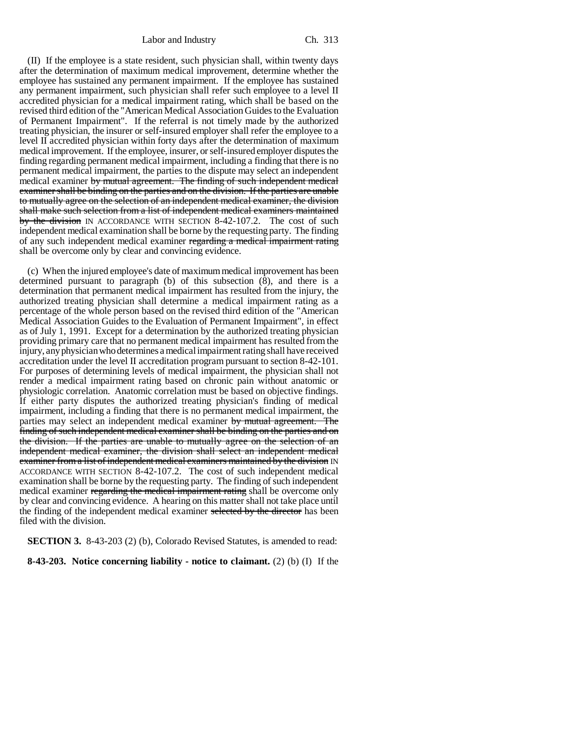(II) If the employee is a state resident, such physician shall, within twenty days after the determination of maximum medical improvement, determine whether the employee has sustained any permanent impairment. If the employee has sustained any permanent impairment, such physician shall refer such employee to a level II accredited physician for a medical impairment rating, which shall be based on the revised third edition of the "American Medical Association Guides to the Evaluation of Permanent Impairment". If the referral is not timely made by the authorized treating physician, the insurer or self-insured employer shall refer the employee to a level II accredited physician within forty days after the determination of maximum medical improvement. If the employee, insurer, or self-insured employer disputes the finding regarding permanent medical impairment, including a finding that there is no permanent medical impairment, the parties to the dispute may select an independent medical examiner ~~by mutual agreement. The finding of such independent medical examiner shall be binding on the parties and on the division. If the parties are unable to mutually agree on the selection of an independent medical examiner, the division shall make such selection from a list of independent medical examiners maintained by the division~~ IN ACCORDANCE WITH SECTION 8-42-107.2. The cost of such independent medical examination shall be borne by the requesting party. The finding of any such independent medical examiner ~~regarding a medical impairment rating~~ shall be overcome only by clear and convincing evidence.

(c) When the injured employee's date of maximum medical improvement has been determined pursuant to paragraph (b) of this subsection (8), and there is a determination that permanent medical impairment has resulted from the injury, the authorized treating physician shall determine a medical impairment rating as a percentage of the whole person based on the revised third edition of the "American Medical Association Guides to the Evaluation of Permanent Impairment", in effect as of July 1, 1991. Except for a determination by the authorized treating physician providing primary care that no permanent medical impairment has resulted from the injury, any physician who determines a medical impairment rating shall have received accreditation under the level II accreditation program pursuant to section 8-42-101. For purposes of determining levels of medical impairment, the physician shall not render a medical impairment rating based on chronic pain without anatomic or physiologic correlation. Anatomic correlation must be based on objective findings. If either party disputes the authorized treating physician's finding of medical impairment, including a finding that there is no permanent medical impairment, the parties may select an independent medical examiner ~~by mutual agreement. The finding of such independent medical examiner shall be binding on the parties and on the division. If the parties are unable to mutually agree on the selection of an independent medical examiner, the division shall select an independent medical examiner from a list of independent medical examiners maintained by the division~~ IN ACCORDANCE WITH SECTION 8-42-107.2. The cost of such independent medical examination shall be borne by the requesting party. The finding of such independent medical examiner ~~regarding the medical impairment rating~~ shall be overcome only by clear and convincing evidence. A hearing on this matter shall not take place until the finding of the independent medical examiner ~~selected by the director~~ has been filed with the division.

**SECTION 3.** 8-43-203 (2) (b), Colorado Revised Statutes, is amended to read:

**8-43-203. Notice concerning liability - notice to claimant.** (2) (b) (I) If the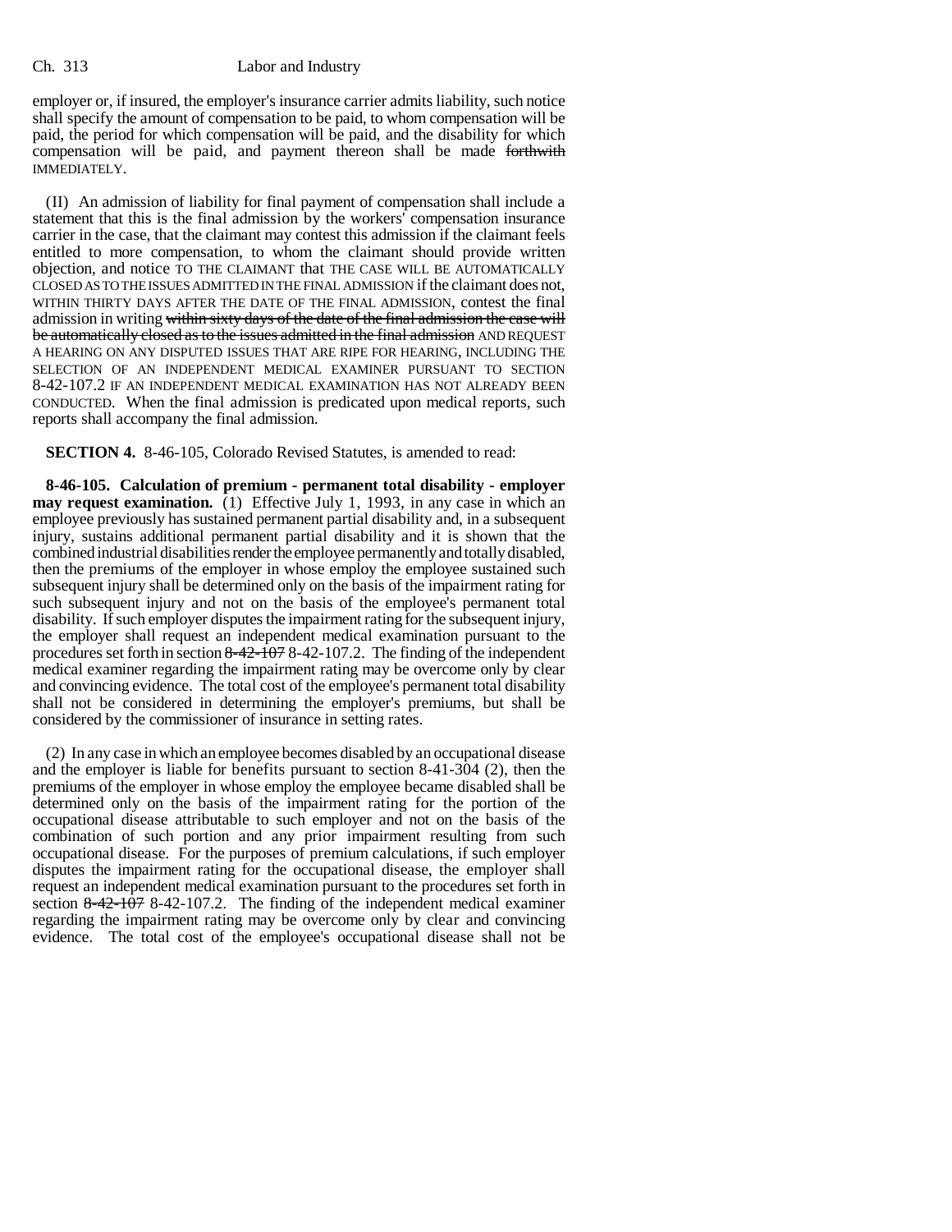employer or, if insured, the employer's insurance carrier admits liability, such notice shall specify the amount of compensation to be paid, to whom compensation will be paid, the period for which compensation will be paid, and the disability for which compensation will be paid, and payment thereon shall be made ~~forthwith~~ IMMEDIATELY.

(II) An admission of liability for final payment of compensation shall include a statement that this is the final admission by the workers' compensation insurance carrier in the case, that the claimant may contest this admission if the claimant feels entitled to more compensation, to whom the claimant should provide written objection, and notice TO THE CLAIMANT that THE CASE WILL BE AUTOMATICALLY CLOSED AS TO THE ISSUES ADMITTED IN THE FINAL ADMISSION if the claimant does not, WITHIN THIRTY DAYS AFTER THE DATE OF THE FINAL ADMISSION, contest the final admission in writing ~~within sixty days of the date of the final admission the case will be automatically closed as to the issues admitted in the final admission~~ AND REQUEST A HEARING ON ANY DISPUTED ISSUES THAT ARE RIPE FOR HEARING, INCLUDING THE SELECTION OF AN INDEPENDENT MEDICAL EXAMINER PURSUANT TO SECTION 8-42-107.2 IF AN INDEPENDENT MEDICAL EXAMINATION HAS NOT ALREADY BEEN CONDUCTED. When the final admission is predicated upon medical reports, such reports shall accompany the final admission.

**SECTION 4.** 8-46-105, Colorado Revised Statutes, is amended to read:

**8-46-105. Calculation of premium - permanent total disability - employer may request examination.** (1) Effective July 1, 1993, in any case in which an employee previously has sustained permanent partial disability and, in a subsequent injury, sustains additional permanent partial disability and it is shown that the combined industrial disabilities render the employee permanently and totally disabled, then the premiums of the employer in whose employ the employee sustained such subsequent injury shall be determined only on the basis of the impairment rating for such subsequent injury and not on the basis of the employee's permanent total disability. If such employer disputes the impairment rating for the subsequent injury, the employer shall request an independent medical examination pursuant to the procedures set forth in section ~~8-42-107~~ 8-42-107.2. The finding of the independent medical examiner regarding the impairment rating may be overcome only by clear and convincing evidence. The total cost of the employee's permanent total disability shall not be considered in determining the employer's premiums, but shall be considered by the commissioner of insurance in setting rates.

(2) In any case in which an employee becomes disabled by an occupational disease and the employer is liable for benefits pursuant to section 8-41-304 (2), then the premiums of the employer in whose employ the employee became disabled shall be determined only on the basis of the impairment rating for the portion of the occupational disease attributable to such employer and not on the basis of the combination of such portion and any prior impairment resulting from such occupational disease. For the purposes of premium calculations, if such employer disputes the impairment rating for the occupational disease, the employer shall request an independent medical examination pursuant to the procedures set forth in section ~~8-42-107~~ 8-42-107.2. The finding of the independent medical examiner regarding the impairment rating may be overcome only by clear and convincing evidence. The total cost of the employee's occupational disease shall not be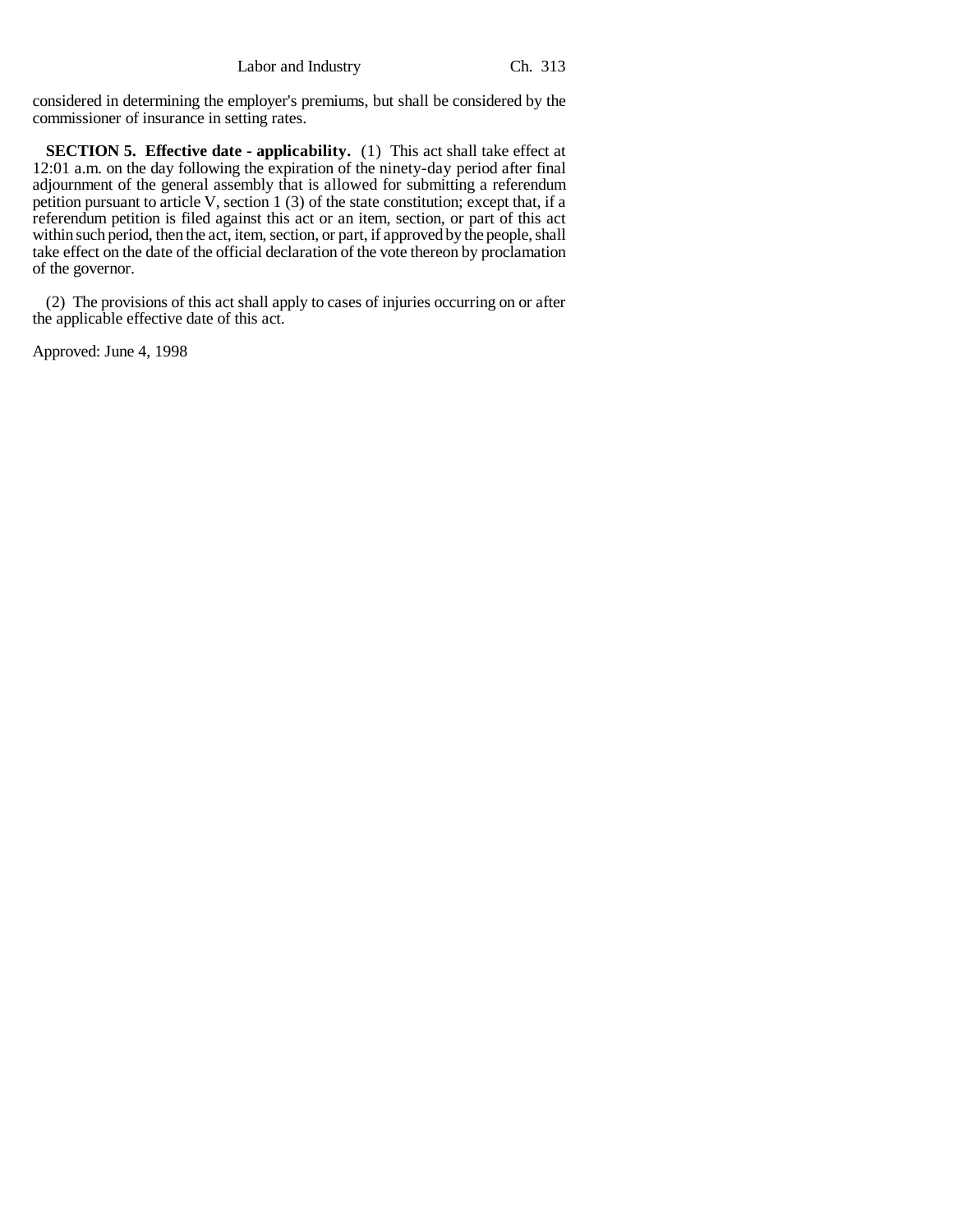considered in determining the employer's premiums, but shall be considered by the commissioner of insurance in setting rates.

**SECTION 5. Effective date - applicability.** (1) This act shall take effect at 12:01 a.m. on the day following the expiration of the ninety-day period after final adjournment of the general assembly that is allowed for submitting a referendum petition pursuant to article V, section 1 (3) of the state constitution; except that, if a referendum petition is filed against this act or an item, section, or part of this act within such period, then the act, item, section, or part, if approved by the people, shall take effect on the date of the official declaration of the vote thereon by proclamation of the governor.

(2) The provisions of this act shall apply to cases of injuries occurring on or after the applicable effective date of this act.

Approved: June 4, 1998